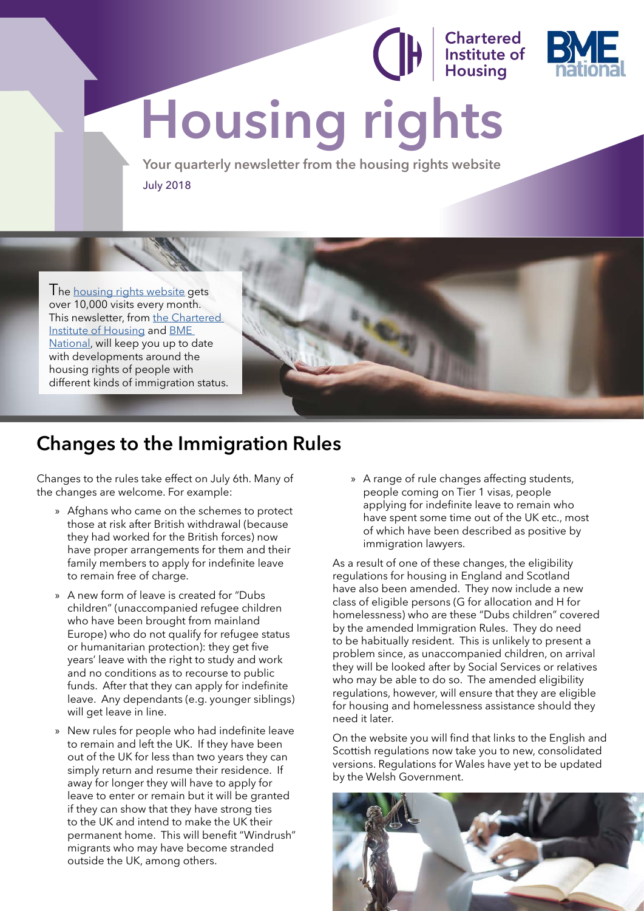Chartered Institute of Housing

BME national

# Housing rights

**Your quarterly newsletter from the housing rights website**

July 2018

The housing rights website gets over 10,000 visits every month. This newsletter, from the Chartered Institute of Housing and BME National, will keep you up to date with developments around the housing rights of people with different kinds of immigration status.

## Changes to the Immigration Rules

Changes to the rules take effect on July 6th. Many of the changes are welcome. For example:

- Afghans who came on the schemes to protect those at risk after British withdrawal (because they had worked for the British forces) now have proper arrangements for them and their family members to apply for indefinite leave to remain free of charge.
- A new form of leave is created for "Dubs children" (unaccompanied refugee children who have been brought from mainland Europe) who do not qualify for refugee status or humanitarian protection): they get five years' leave with the right to study and work and no conditions as to recourse to public funds. After that they can apply for indefinite leave. Any dependants (e.g. younger siblings) will get leave in line.
- New rules for people who had indefinite leave to remain and left the UK. If they have been out of the UK for less than two years they can simply return and resume their residence. If away for longer they will have to apply for leave to enter or remain but it will be granted if they can show that they have strong ties to the UK and intend to make the UK their permanent home. This will benefit "Windrush" migrants who may have become stranded outside the UK, among others.
- A range of rule changes affecting students, people coming on Tier 1 visas, people applying for indefinite leave to remain who have spent some time out of the UK etc., most of which have been described as positive by immigration lawyers.

As a result of one of these changes, the eligibility regulations for housing in England and Scotland have also been amended. They now include a new class of eligible persons (G for allocation and H for homelessness) who are these "Dubs children" covered by the amended Immigration Rules. They do need to be habitually resident. This is unlikely to present a problem since, as unaccompanied children, on arrival they will be looked after by Social Services or relatives who may be able to do so. The amended eligibility regulations, however, will ensure that they are eligible for housing and homelessness assistance should they need it later.

On the website you will find that links to the English and Scottish regulations now take you to new, consolidated versions. Regulations for Wales have yet to be updated by the Welsh Government.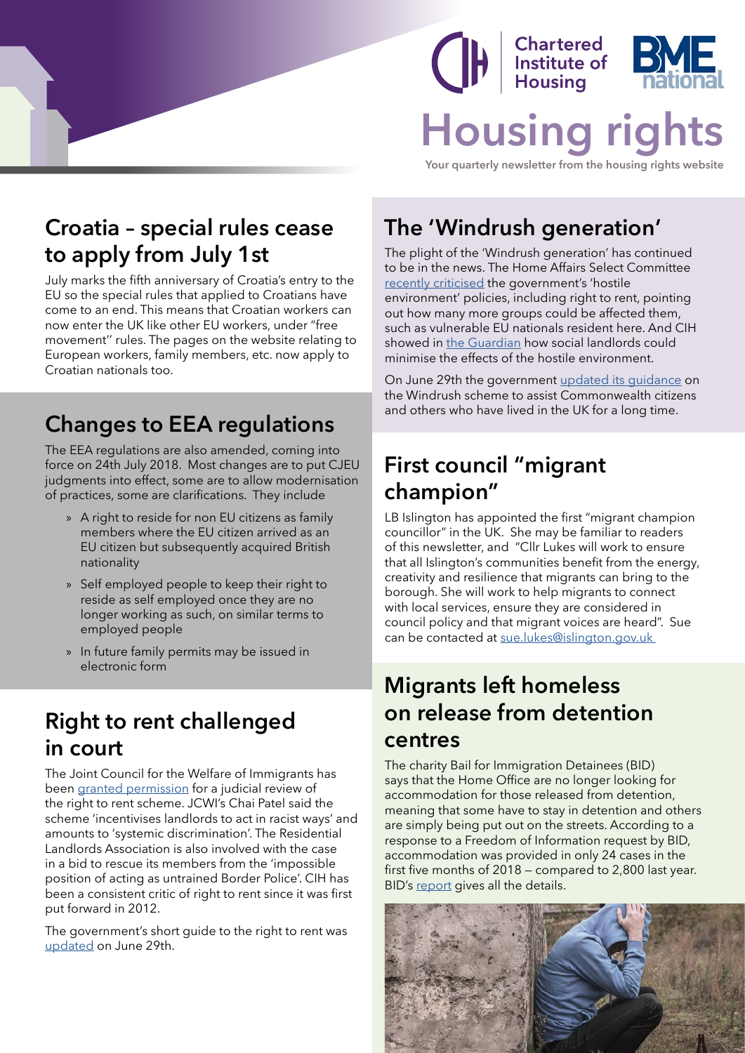# Housing rights

Your quarterly newsletter from the housing rights website

## Croatia – special rules cease to apply from July 1st

July marks the fifth anniversary of Croatia's entry to the EU so the special rules that applied to Croatians have come to an end. This means that Croatian workers can now enter the UK like other EU workers, under "free movement" rules. The pages on the website relating to European workers, family members, etc. now apply to Croatian nationals too.

## Changes to EEA regulations

The EEA regulations are also amended, coming into force on 24th July 2018. Most changes are to put CJEU judgments into effect, some are to allow modernisation of practices, some are clarifications. They include

- A right to reside for non EU citizens as family members where the EU citizen arrived as an EU citizen but subsequently acquired British nationality
- Self employed people to keep their right to reside as self employed once they are no longer working as such, on similar terms to employed people
- In future family permits may be issued in electronic form

## Right to rent challenged in court

The Joint Council for the Welfare of Immigrants has been granted permission for a judicial review of the right to rent scheme. JCWI's Chai Patel said the scheme 'incentivises landlords to act in racist ways' and amounts to 'systemic discrimination'. The Residential Landlords Association is also involved with the case in a bid to rescue its members from the 'impossible position of acting as untrained Border Police'. CIH has been a consistent critic of right to rent since it was first put forward in 2012.

The government's short guide to the right to rent was updated on June 29th.

## The 'Windrush generation'

The plight of the 'Windrush generation' has continued to be in the news. The Home Affairs Select Committee recently criticised the government's 'hostile environment' policies, including right to rent, pointing out how many more groups could be affected them, such as vulnerable EU nationals resident here. And CIH showed in the Guardian how social landlords could minimise the effects of the hostile environment.

On June 29th the government updated its guidance on the Windrush scheme to assist Commonwealth citizens and others who have lived in the UK for a long time.

## First council "migrant champion"

LB Islington has appointed the first "migrant champion councillor" in the UK. She may be familiar to readers of this newsletter, and "Cllr Lukes will work to ensure that all Islington's communities benefit from the energy, creativity and resilience that migrants can bring to the borough. She will work to help migrants to connect with local services, ensure they are considered in council policy and that migrant voices are heard". Sue can be contacted at sue.lukes@islington.gov.uk

## Migrants left homeless on release from detention centres

The charity Bail for Immigration Detainees (BID) says that the Home Office are no longer looking for accommodation for those released from detention, meaning that some have to stay in detention and others are simply being put out on the streets. According to a response to a Freedom of Information request by BID, accommodation was provided in only 24 cases in the first five months of 2018 — compared to 2,800 last year. BID's report gives all the details.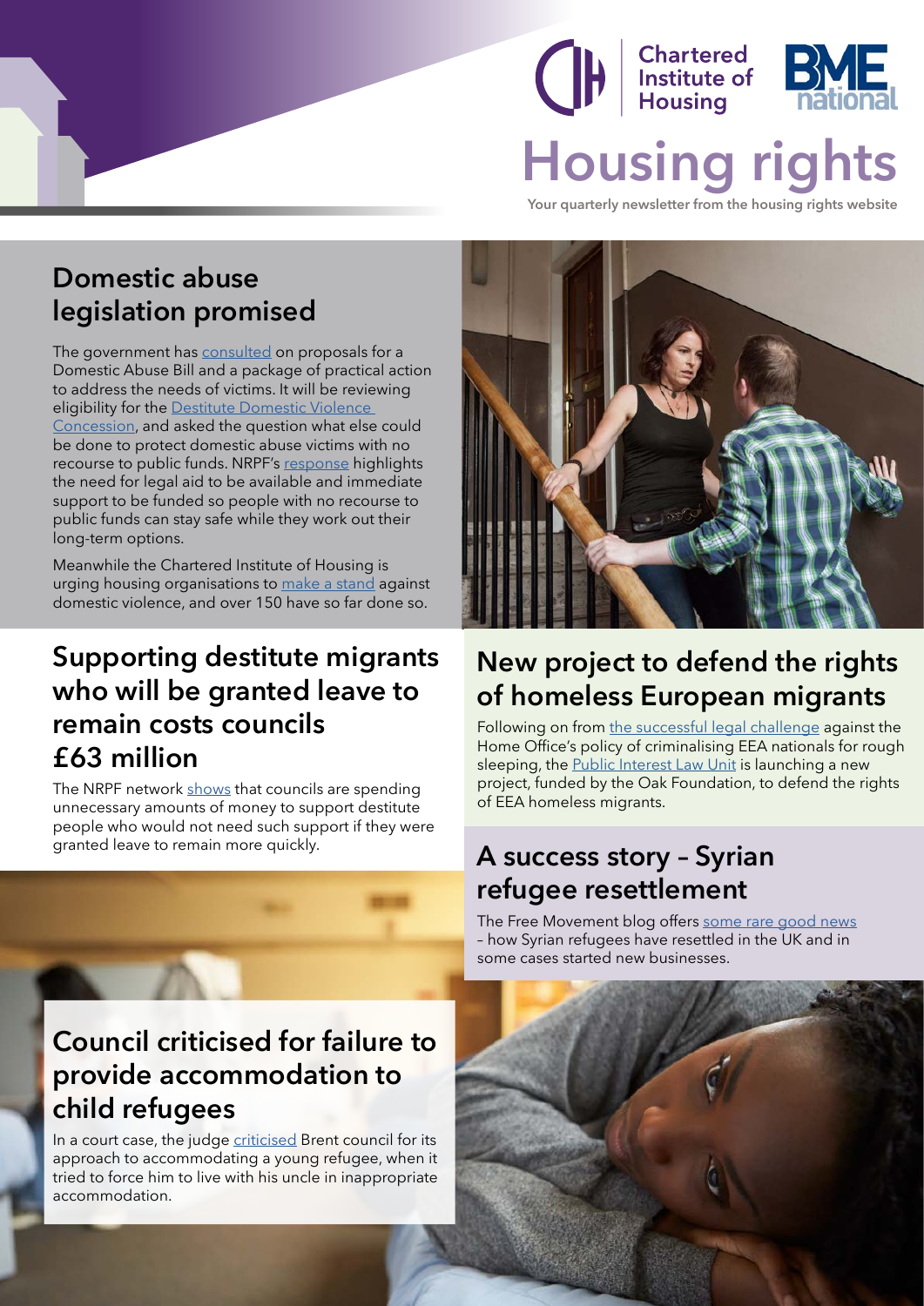# Housing rights

Your quarterly newsletter from the housing rights website

## Domestic abuse legislation promised

The government has consulted on proposals for a Domestic Abuse Bill and a package of practical action to address the needs of victims. It will be reviewing eligibility for the Destitute Domestic Violence Concession, and asked the question what else could be done to protect domestic abuse victims with no recourse to public funds. NRPF's response highlights the need for legal aid to be available and immediate support to be funded so people with no recourse to public funds can stay safe while they work out their long-term options.

Meanwhile the Chartered Institute of Housing is urging housing organisations to make a stand against domestic violence, and over 150 have so far done so.

## Supporting destitute migrants who will be granted leave to remain costs councils £63 million

The NRPF network shows that councils are spending unnecessary amounts of money to support destitute people who would not need such support if they were granted leave to remain more quickly.

## Council criticised for failure to provide accommodation to child refugees

In a court case, the judge criticised Brent council for its approach to accommodating a young refugee, when it tried to force him to live with his uncle in inappropriate accommodation.

## New project to defend the rights of homeless European migrants

Following on from the successful legal challenge against the Home Office's policy of criminalising EEA nationals for rough sleeping, the Public Interest Law Unit is launching a new project, funded by the Oak Foundation, to defend the rights of EEA homeless migrants.

## A success story – Syrian refugee resettlement

The Free Movement blog offers some rare good news – how Syrian refugees have resettled in the UK and in some cases started new businesses.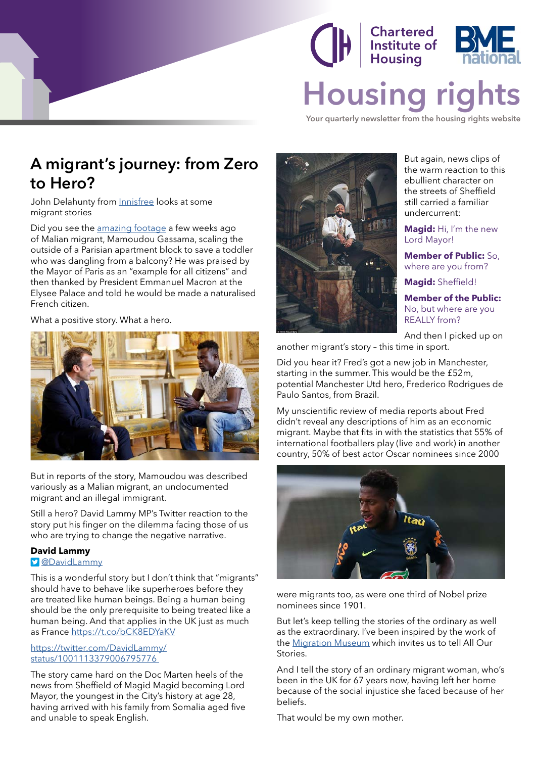# A migrant's journey: from Zero to Hero?

John Delahunty from Innisfree looks at some migrant stories

Did you see the amazing footage a few weeks ago of Malian migrant, Mamoudou Gassama, scaling the outside of a Parisian apartment block to save a toddler who was dangling from a balcony? He was praised by the Mayor of Paris as an "example for all citizens" and then thanked by President Emmanuel Macron at the Elysee Palace and told he would be made a naturalised French citizen.

What a positive story. What a hero.

But in reports of the story, Mamoudou was described variously as a Malian migrant, an undocumented migrant and an illegal immigrant.

Still a hero? David Lammy MP's Twitter reaction to the story put his finger on the dilemma facing those of us who are trying to change the negative narrative.

**David Lammy**
@DavidLammy

This is a wonderful story but I don't think that "migrants" should have to behave like superheroes before they are treated like human beings. Being a human being should be the only prerequisite to being treated like a human being. And that applies in the UK just as much as France https://t.co/bCK8EDYaKV

https://twitter.com/DavidLammy/status/1001113379006795776

The story came hard on the Doc Marten heels of the news from Sheffield of Magid Magid becoming Lord Mayor, the youngest in the City's history at age 28, having arrived with his family from Somalia aged five and unable to speak English.

But again, news clips of the warm reaction to this ebullient character on the streets of Sheffield still carried a familiar undercurrent:

**Magid:** Hi, I'm the new Lord Mayor!

**Member of Public:** So, where are you from?

**Magid:** Sheffield!

**Member of the Public:** No, but where are you REALLY from?

And then I picked up on another migrant's story – this time in sport.

Did you hear it? Fred's got a new job in Manchester, starting in the summer. This would be the £52m, potential Manchester Utd hero, Frederico Rodrigues de Paulo Santos, from Brazil.

My unscientific review of media reports about Fred didn't reveal any descriptions of him as an economic migrant. Maybe that fits in with the statistics that 55% of international footballers play (live and work) in another country, 50% of best actor Oscar nominees since 2000 were migrants too, as were one third of Nobel prize nominees since 1901.

But let's keep telling the stories of the ordinary as well as the extraordinary. I've been inspired by the work of the Migration Museum which invites us to tell All Our Stories.

And I tell the story of an ordinary migrant woman, who's been in the UK for 67 years now, having left her home because of the social injustice she faced because of her beliefs.

That would be my own mother.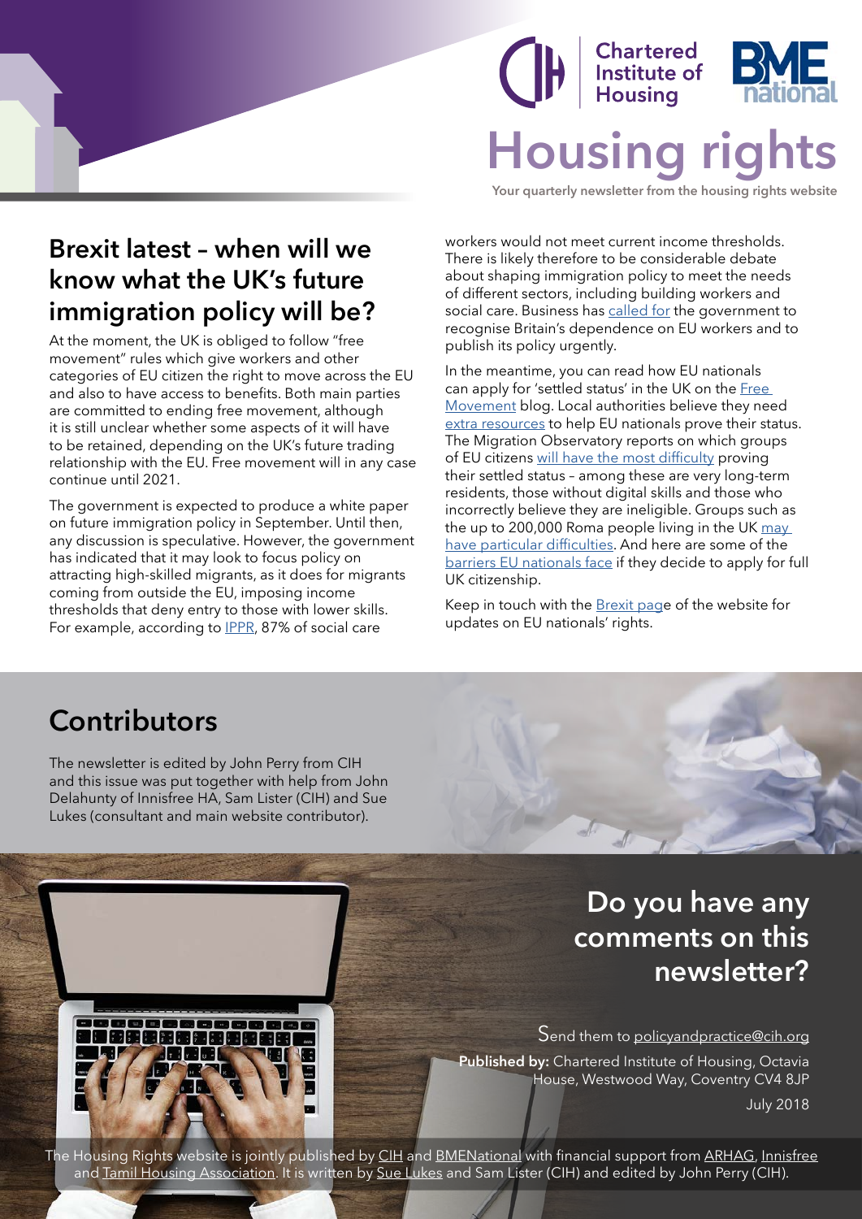# Housing rights

Your quarterly newsletter from the housing rights website

## Brexit latest – when will we know what the UK's future immigration policy will be?

At the moment, the UK is obliged to follow "free movement" rules which give workers and other categories of EU citizen the right to move across the EU and also to have access to benefits. Both main parties are committed to ending free movement, although it is still unclear whether some aspects of it will have to be retained, depending on the UK's future trading relationship with the EU. Free movement will in any case continue until 2021.

The government is expected to produce a white paper on future immigration policy in September. Until then, any discussion is speculative. However, the government has indicated that it may look to focus policy on attracting high-skilled migrants, as it does for migrants coming from outside the EU, imposing income thresholds that deny entry to those with lower skills. For example, according to IPPR, 87% of social care workers would not meet current income thresholds. There is likely therefore to be considerable debate about shaping immigration policy to meet the needs of different sectors, including building workers and social care. Business has called for the government to recognise Britain's dependence on EU workers and to publish its policy urgently.

In the meantime, you can read how EU nationals can apply for 'settled status' in the UK on the Free Movement blog. Local authorities believe they need extra resources to help EU nationals prove their status. The Migration Observatory reports on which groups of EU citizens will have the most difficulty proving their settled status – among these are very long-term residents, those without digital skills and those who incorrectly believe they are ineligible. Groups such as the up to 200,000 Roma people living in the UK may have particular difficulties. And here are some of the barriers EU nationals face if they decide to apply for full UK citizenship.

Keep in touch with the Brexit page of the website for updates on EU nationals' rights.

## Contributors

The newsletter is edited by John Perry from CIH and this issue was put together with help from John Delahunty of Innisfree HA, Sam Lister (CIH) and Sue Lukes (consultant and main website contributor).

## Do you have any comments on this newsletter?

Send them to policyandpractice@cih.org

**Published by:** Chartered Institute of Housing, Octavia House, Westwood Way, Coventry CV4 8JP

July 2018

The Housing Rights website is jointly published by CIH and BMENational with financial support from ARHAG, Innisfree and Tamil Housing Association. It is written by Sue Lukes and Sam Lister (CIH) and edited by John Perry (CIH).